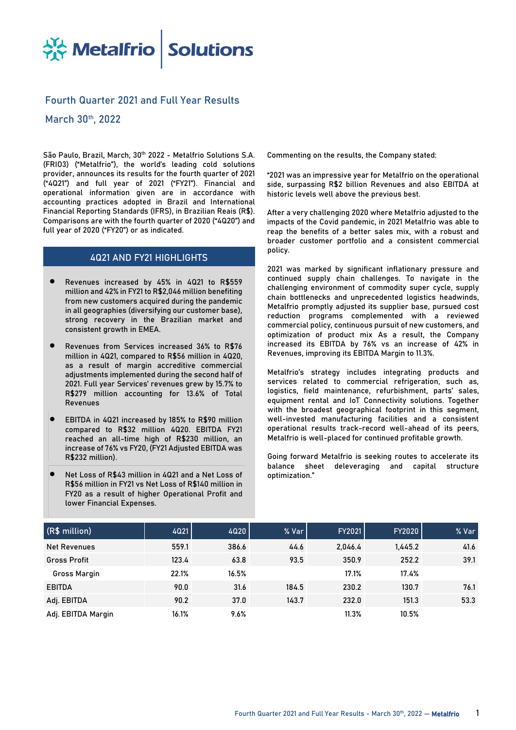# Metalfrio Solutions

## Fourth Quarter 2021 and Full Year Results

March 30th, 2022

São Paulo, Brazil, March, 30th 2022 - Metalfrio Solutions S.A. (FRIO3) ("Metalfrio"), the world's leading cold solutions provider, announces its results for the fourth quarter of 2021 ("4Q21") and full year of 2021 ("FY21"). Financial and operational information given are in accordance with accounting practices adopted in Brazil and International Financial Reporting Standards (IFRS), in Brazilian Reais (R$). Comparisons are with the fourth quarter of 2020 ("4Q20") and full year of 2020 ("FY20") or as indicated.

### 4Q21 AND FY21 HIGHLIGHTS

- Revenues increased by 45% in 4Q21 to R$559 million and 42% in FY21 to R$2,046 million benefiting from new customers acquired during the pandemic in all geographies (diversifying our customer base), strong recovery in the Brazilian market and consistent growth in EMEA.
- Revenues from Services increased 36% to R$76 million in 4Q21, compared to R$56 million in 4Q20, as a result of margin accreditive commercial adjustments implemented during the second half of 2021. Full year Services' revenues grew by 15.7% to R$279 million accounting for 13.6% of Total Revenues
- EBITDA in 4Q21 increased by 185% to R$90 million compared to R$32 million 4Q20. EBITDA FY21 reached an all-time high of R$230 million, an increase of 76% vs FY20, (FY21 Adjusted EBITDA was R$232 million).
- Net Loss of R$43 million in 4Q21 and a Net Loss of R$56 million in FY21 vs Net Loss of R$140 million in FY20 as a result of higher Operational Profit and lower Financial Expenses.

Commenting on the results, the Company stated:

"2021 was an impressive year for Metalfrio on the operational side, surpassing R$2 billion Revenues and also EBITDA at historic levels well above the previous best.

After a very challenging 2020 where Metalfrio adjusted to the impacts of the Covid pandemic, in 2021 Metalfrio was able to reap the benefits of a better sales mix, with a robust and broader customer portfolio and a consistent commercial policy.

2021 was marked by significant inflationary pressure and continued supply chain challenges. To navigate in the challenging environment of commodity super cycle, supply chain bottlenecks and unprecedented logistics headwinds, Metalfrio promptly adjusted its supplier base, pursued cost reduction programs complemented with a reviewed commercial policy, continuous pursuit of new customers, and optimization of product mix As a result, the Company increased its EBITDA by 76% vs an increase of 42% in Revenues, improving its EBITDA Margin to 11.3%.

Metalfrio's strategy includes integrating products and services related to commercial refrigeration, such as, logistics, field maintenance, refurbishment, parts' sales, equipment rental and IoT Connectivity solutions. Together with the broadest geographical footprint in this segment, well-invested manufacturing facilities and a consistent operational results track-record well-ahead of its peers, Metalfrio is well-placed for continued profitable growth.

Going forward Metalfrio is seeking routes to accelerate its balance sheet deleveraging and capital structure optimization."

| (R$ million) | 4Q21 | 4Q20 | % Var | FY2021 | FY2020 | % Var |
|---|---|---|---|---|---|---|
| Net Revenues | 559.1 | 386.6 | 44.6 | 2,046.4 | 1,445.2 | 41.6 |
| Gross Profit | 123.4 | 63.8 | 93.5 | 350.9 | 252.2 | 39.1 |
| Gross Margin | 22.1% | 16.5% | | 17.1% | 17.4% | |
| EBITDA | 90.0 | 31.6 | 184.5 | 230.2 | 130.7 | 76.1 |
| Adj. EBITDA | 90.2 | 37.0 | 143.7 | 232.0 | 151.3 | 53.3 |
| Adj. EBITDA Margin | 16.1% | 9.6% | | 11.3% | 10.5% | |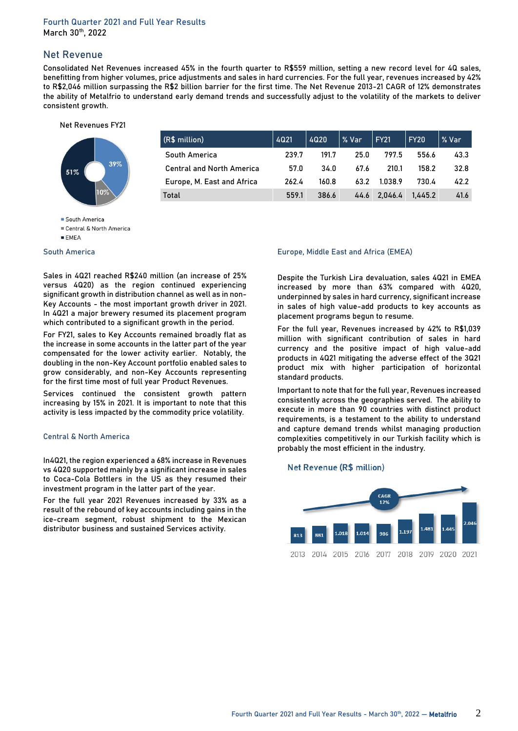## Net Revenue

Consolidated Net Revenues increased 45% in the fourth quarter to R$559 million, setting a new record level for 4Q sales, benefitting from higher volumes, price adjustments and sales in hard currencies. For the full year, revenues increased by 42% to R$2,046 million surpassing the R$2 billion barrier for the first time. The Net Revenue 2013-21 CAGR of 12% demonstrates the ability of Metalfrio to understand early demand trends and successfully adjust to the volatility of the markets to deliver consistent growth.

Net Revenues FY21

- South America: 39%
- Central & North America: 10%
- EMEA: 51%

| (R$ million) | 4Q21 | 4Q20 | % Var | FY21 | FY20 | % Var |
|---|---|---|---|---|---|---|
| South America | 239.7 | 191.7 | 25.0 | 797.5 | 556.6 | 43.3 |
| Central and North America | 57.0 | 34.0 | 67.6 | 210.1 | 158.2 | 32.8 |
| Europe, M. East and Africa | 262.4 | 160.8 | 63.2 | 1.038.9 | 730.4 | 42.2 |
| Total | 559.1 | 386.6 | 44.6 | 2,046.4 | 1,445.2 | 41.6 |

### South America

Sales in 4Q21 reached R$240 million (an increase of 25% versus 4Q20) as the region continued experiencing significant growth in distribution channel as well as in non-Key Accounts - the most important growth driver in 2021. In 4Q21 a major brewery resumed its placement program which contributed to a significant growth in the period.

For FY21, sales to Key Accounts remained broadly flat as the increase in some accounts in the latter part of the year compensated for the lower activity earlier. Notably, the doubling in the non-Key Account portfolio enabled sales to grow considerably, and non-Key Accounts representing for the first time most of full year Product Revenues.

Services continued the consistent growth pattern increasing by 15% in 2021. It is important to note that this activity is less impacted by the commodity price volatility.

### Central & North America

In4Q21, the region experienced a 68% increase in Revenues vs 4Q20 supported mainly by a significant increase in sales to Coca-Cola Bottlers in the US as they resumed their investment program in the latter part of the year.

For the full year 2021 Revenues increased by 33% as a result of the rebound of key accounts including gains in the ice-cream segment, robust shipment to the Mexican distributor business and sustained Services activity.

### Europe, Middle East and Africa (EMEA)

Despite the Turkish Lira devaluation, sales 4Q21 in EMEA increased by more than 63% compared with 4Q20, underpinned by sales in hard currency, significant increase in sales of high value-add products to key accounts as placement programs begun to resume.

For the full year, Revenues increased by 42% to R$1,039 million with significant contribution of sales in hard currency and the positive impact of high value-add products in 4Q21 mitigating the adverse effect of the 3Q21 product mix with higher participation of horizontal standard products.

Important to note that for the full year, Revenues increased consistently across the geographies served. The ability to execute in more than 90 countries with distinct product requirements, is a testament to the ability to understand and capture demand trends whilst managing production complexities competitively in our Turkish facility which is probably the most efficient in the industry.

**Net Revenue (R$ million)**

| 2013 | 2014 | 2015 | 2016 | 2017 | 2018 | 2019 | 2020 | 2021 |
|---|---|---|---|---|---|---|---|---|
| 813 | 881 | 1.018 | 1.014 | 986 | 1.197 | 1.481 | 1.445 | 2.046 |

CAGR 12%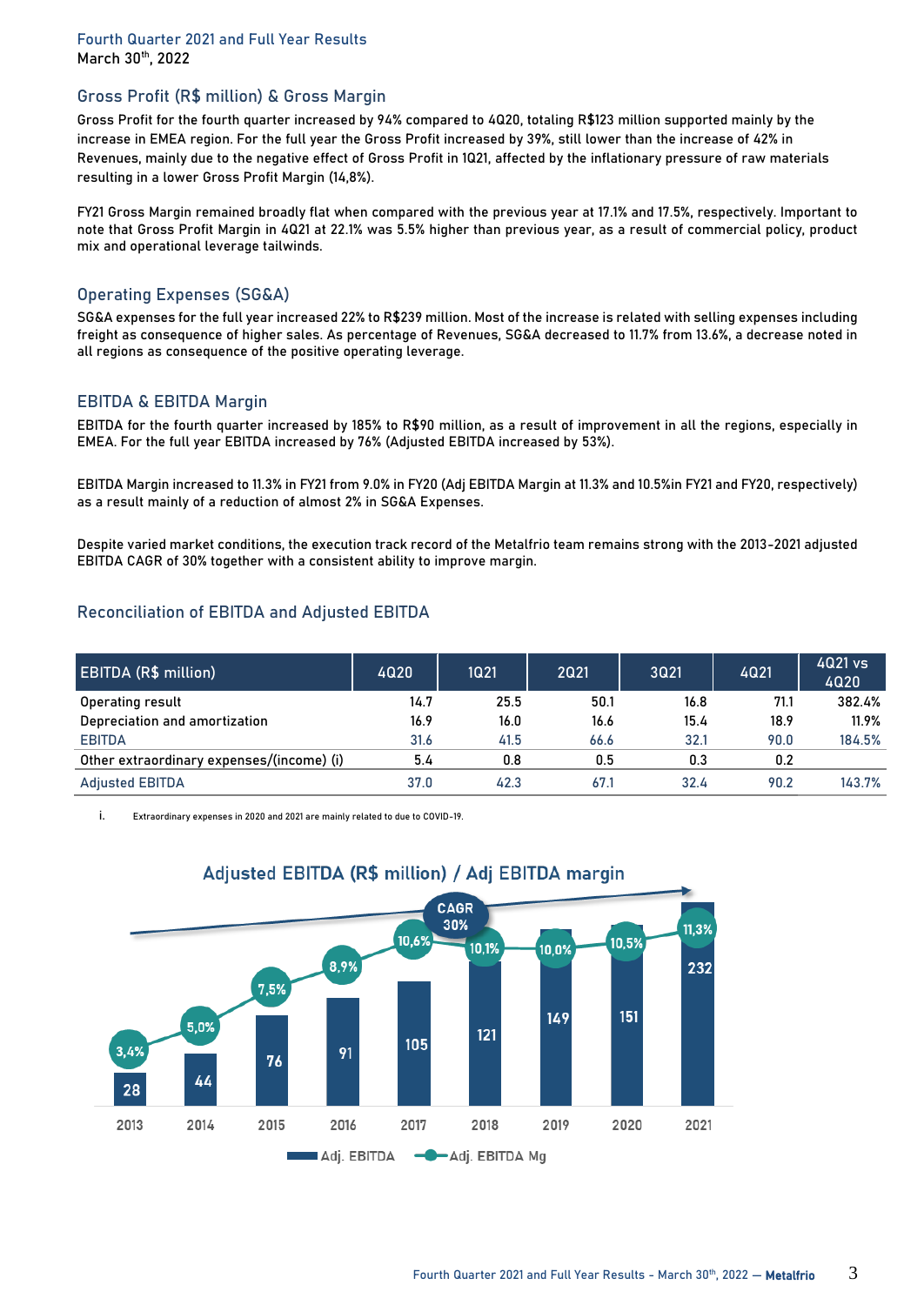## Gross Profit (R$ million) & Gross Margin

Gross Profit for the fourth quarter increased by 94% compared to 4Q20, totaling R$123 million supported mainly by the increase in EMEA region. For the full year the Gross Profit increased by 39%, still lower than the increase of 42% in Revenues, mainly due to the negative effect of Gross Profit in 1Q21, affected by the inflationary pressure of raw materials resulting in a lower Gross Profit Margin (14,8%).

FY21 Gross Margin remained broadly flat when compared with the previous year at 17.1% and 17.5%, respectively. Important to note that Gross Profit Margin in 4Q21 at 22.1% was 5.5% higher than previous year, as a result of commercial policy, product mix and operational leverage tailwinds.

## Operating Expenses (SG&A)

SG&A expenses for the full year increased 22% to R$239 million. Most of the increase is related with selling expenses including freight as consequence of higher sales. As percentage of Revenues, SG&A decreased to 11.7% from 13.6%, a decrease noted in all regions as consequence of the positive operating leverage.

## EBITDA & EBITDA Margin

EBITDA for the fourth quarter increased by 185% to R$90 million, as a result of improvement in all the regions, especially in EMEA. For the full year EBITDA increased by 76% (Adjusted EBITDA increased by 53%).

EBITDA Margin increased to 11.3% in FY21 from 9.0% in FY20 (Adj EBITDA Margin at 11.3% and 10.5%in FY21 and FY20, respectively) as a result mainly of a reduction of almost 2% in SG&A Expenses.

Despite varied market conditions, the execution track record of the Metalfrio team remains strong with the 2013-2021 adjusted EBITDA CAGR of 30% together with a consistent ability to improve margin.

## Reconciliation of EBITDA and Adjusted EBITDA

| EBITDA (R$ million) | 4Q20 | 1Q21 | 2Q21 | 3Q21 | 4Q21 | 4Q21 vs 4Q20 |
|---|---|---|---|---|---|---|
| Operating result | 14.7 | 25.5 | 50.1 | 16.8 | 71.1 | 382.4% |
| Depreciation and amortization | 16.9 | 16.0 | 16.6 | 15.4 | 18.9 | 11.9% |
| EBITDA | 31.6 | 41.5 | 66.6 | 32.1 | 90.0 | 184.5% |
| Other extraordinary expenses/(income) (i) | 5.4 | 0.8 | 0.5 | 0.3 | 0.2 | |
| Adjusted EBITDA | 37.0 | 42.3 | 67.1 | 32.4 | 90.2 | 143.7% |

i. Extraordinary expenses in 2020 and 2021 are mainly related to due to COVID-19.

Adjusted EBITDA (R$ million) / Adj EBITDA margin

| | 2013 | 2014 | 2015 | 2016 | 2017 | 2018 | 2019 | 2020 | 2021 |
|---|---|---|---|---|---|---|---|---|---|
| Adj. EBITDA | 28 | 44 | 76 | 91 | 105 | 121 | 149 | 151 | 232 |
| Adj. EBITDA Mg | 3,4% | 5,0% | 7,5% | 8,9% | 10,6% | 10,1% | 10,0% | 10,5% | 11,3% |

CAGR 30%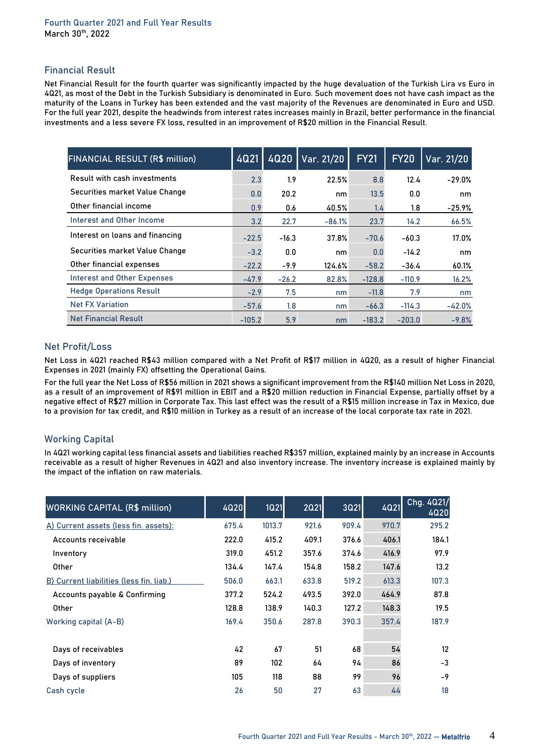## Financial Result

Net Financial Result for the fourth quarter was significantly impacted by the huge devaluation of the Turkish Lira vs Euro in 4Q21, as most of the Debt in the Turkish Subsidiary is denominated in Euro. Such movement does not have cash impact as the maturity of the Loans in Turkey has been extended and the vast majority of the Revenues are denominated in Euro and USD. For the full year 2021, despite the headwinds from interest rates increases mainly in Brazil, better performance in the financial investments and a less severe FX loss, resulted in an improvement of R$20 million in the Financial Result.

| FINANCIAL RESULT (R$ million) | 4Q21 | 4Q20 | Var. 21/20 | FY21 | FY20 | Var. 21/20 |
|---|---|---|---|---|---|---|
| Result with cash investments | 2.3 | 1.9 | 22.5% | 8.8 | 12.4 | -29.0% |
| Securities market Value Change | 0.0 | 20.2 | nm | 13.5 | 0.0 | nm |
| Other financial income | 0.9 | 0.6 | 40.5% | 1.4 | 1.8 | -25.9% |
| Interest and Other Income | 3.2 | 22.7 | -86.1% | 23.7 | 14.2 | 66.5% |
| Interest on loans and financing | -22.5 | -16.3 | 37.8% | -70.6 | -60.3 | 17.0% |
| Securities market Value Change | -3.2 | 0.0 | nm | 0.0 | -14.2 | nm |
| Other financial expenses | -22.2 | -9.9 | 124.6% | -58.2 | -36.4 | 60.1% |
| Interest and Other Expenses | -47.9 | -26.2 | 82.8% | -128.8 | -110.9 | 16.2% |
| Hedge Operations Result | -2.9 | 7.5 | nm | -11.8 | 7.9 | nm |
| Net FX Variation | -57.6 | 1.8 | nm | -66.3 | -114.3 | -42.0% |
| Net Financial Result | -105.2 | 5.9 | nm | -183.2 | -203.0 | -9.8% |

## Net Profit/Loss

Net Loss in 4Q21 reached R$43 million compared with a Net Profit of R$17 million in 4Q20, as a result of higher Financial Expenses in 2021 (mainly FX) offsetting the Operational Gains.

For the full year the Net Loss of R$56 million in 2021 shows a significant improvement from the R$140 million Net Loss in 2020, as a result of an improvement of R$91 million in EBIT and a R$20 million reduction in Financial Expense, partially offset by a negative effect of R$27 million in Corporate Tax. This last effect was the result of a R$15 million increase in Tax in Mexico, due to a provision for tax credit, and R$10 million in Turkey as a result of an increase of the local corporate tax rate in 2021.

## Working Capital

In 4Q21 working capital less financial assets and liabilities reached R$357 million, explained mainly by an increase in Accounts receivable as a result of higher Revenues in 4Q21 and also inventory increase. The inventory increase is explained mainly by the impact of the inflation on raw materials.

| WORKING CAPITAL (R$ million) | 4Q20 | 1Q21 | 2Q21 | 3Q21 | 4Q21 | Chg. 4Q21/ 4Q20 |
|---|---|---|---|---|---|---|
| A) Current assets (less fin. assets): | 675.4 | 1013.7 | 921.6 | 909.4 | 970.7 | 295.2 |
| Accounts receivable | 222.0 | 415.2 | 409.1 | 376.6 | 406.1 | 184.1 |
| Inventory | 319.0 | 451.2 | 357.6 | 374.6 | 416.9 | 97.9 |
| Other | 134.4 | 147.4 | 154.8 | 158.2 | 147.6 | 13.2 |
| B) Current liabilities (less fin. liab.) | 506.0 | 663.1 | 633.8 | 519.2 | 613.3 | 107.3 |
| Accounts payable & Confirming | 377.2 | 524.2 | 493.5 | 392.0 | 464.9 | 87.8 |
| Other | 128.8 | 138.9 | 140.3 | 127.2 | 148.3 | 19.5 |
| Working capital (A-B) | 169.4 | 350.6 | 287.8 | 390.3 | 357.4 | 187.9 |
| | | | | | | |
| Days of receivables | 42 | 67 | 51 | 68 | 54 | 12 |
| Days of inventory | 89 | 102 | 64 | 94 | 86 | -3 |
| Days of suppliers | 105 | 118 | 88 | 99 | 96 | -9 |
| Cash cycle | 26 | 50 | 27 | 63 | 44 | 18 |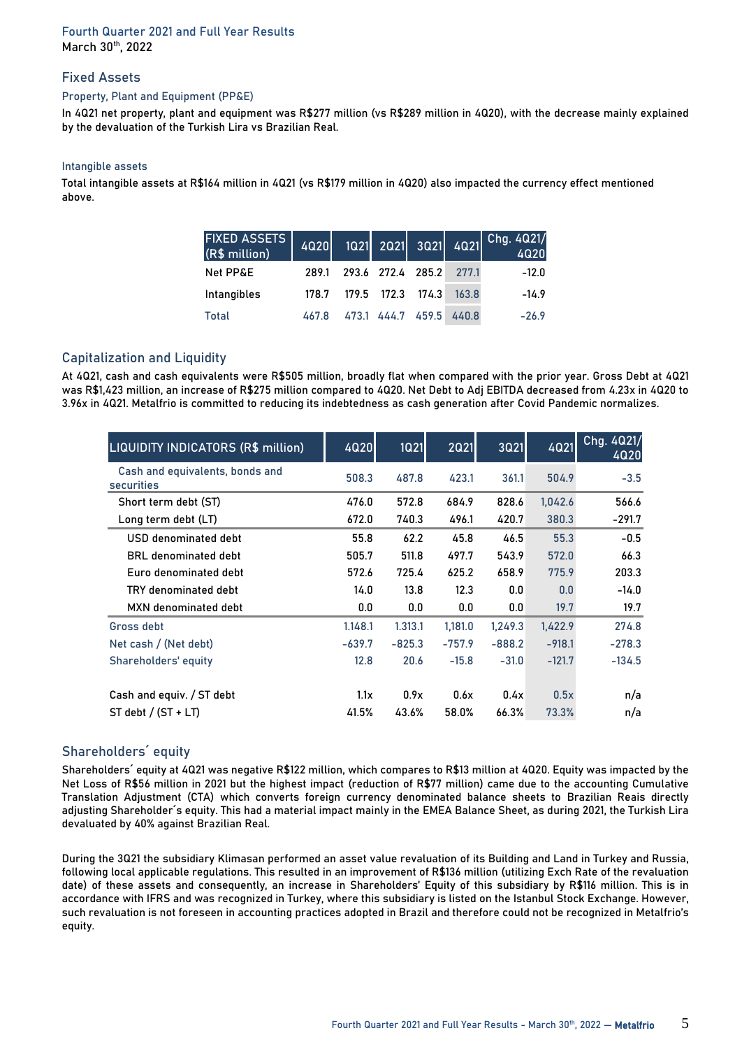## Fixed Assets

### Property, Plant and Equipment (PP&E)

In 4Q21 net property, plant and equipment was R$277 million (vs R$289 million in 4Q20), with the decrease mainly explained by the devaluation of the Turkish Lira vs Brazilian Real.

### Intangible assets

Total intangible assets at R$164 million in 4Q21 (vs R$179 million in 4Q20) also impacted the currency effect mentioned above.

| FIXED ASSETS (R$ million) | 4Q20 | 1Q21 | 2Q21 | 3Q21 | 4Q21 | Chg. 4Q21/ 4Q20 |
|---|---|---|---|---|---|---|
| Net PP&E | 289.1 | 293.6 | 272.4 | 285.2 | 277.1 | -12.0 |
| Intangibles | 178.7 | 179.5 | 172.3 | 174.3 | 163.8 | -14.9 |
| Total | 467.8 | 473.1 | 444.7 | 459.5 | 440.8 | -26.9 |

## Capitalization and Liquidity

At 4Q21, cash and cash equivalents were R$505 million, broadly flat when compared with the prior year. Gross Debt at 4Q21 was R$1,423 million, an increase of R$275 million compared to 4Q20. Net Debt to Adj EBITDA decreased from 4.23x in 4Q20 to 3.96x in 4Q21. Metalfrio is committed to reducing its indebtedness as cash generation after Covid Pandemic normalizes.

| LIQUIDITY INDICATORS (R$ million) | 4Q20 | 1Q21 | 2Q21 | 3Q21 | 4Q21 | Chg. 4Q21/ 4Q20 |
|---|---|---|---|---|---|---|
| Cash and equivalents, bonds and securities | 508.3 | 487.8 | 423.1 | 361.1 | 504.9 | -3.5 |
| Short term debt (ST) | 476.0 | 572.8 | 684.9 | 828.6 | 1,042.6 | 566.6 |
| Long term debt (LT) | 672.0 | 740.3 | 496.1 | 420.7 | 380.3 | -291.7 |
| USD denominated debt | 55.8 | 62.2 | 45.8 | 46.5 | 55.3 | -0.5 |
| BRL denominated debt | 505.7 | 511.8 | 497.7 | 543.9 | 572.0 | 66.3 |
| Euro denominated debt | 572.6 | 725.4 | 625.2 | 658.9 | 775.9 | 203.3 |
| TRY denominated debt | 14.0 | 13.8 | 12.3 | 0.0 | 0.0 | -14.0 |
| MXN denominated debt | 0.0 | 0.0 | 0.0 | 0.0 | 19.7 | 19.7 |
| Gross debt | 1.148.1 | 1.313.1 | 1,181.0 | 1,249.3 | 1,422.9 | 274.8 |
| Net cash / (Net debt) | -639.7 | -825.3 | -757.9 | -888.2 | -918.1 | -278.3 |
| Shareholders' equity | 12.8 | 20.6 | -15.8 | -31.0 | -121.7 | -134.5 |
| Cash and equiv. / ST debt | 1.1x | 0.9x | 0.6x | 0.4x | 0.5x | n/a |
| ST debt / (ST + LT) | 41.5% | 43.6% | 58.0% | 66.3% | 73.3% | n/a |

## Shareholders´ equity

Shareholders´ equity at 4Q21 was negative R$122 million, which compares to R$13 million at 4Q20. Equity was impacted by the Net Loss of R$56 million in 2021 but the highest impact (reduction of R$77 million) came due to the accounting Cumulative Translation Adjustment (CTA) which converts foreign currency denominated balance sheets to Brazilian Reais directly adjusting Shareholder´s equity. This had a material impact mainly in the EMEA Balance Sheet, as during 2021, the Turkish Lira devaluated by 40% against Brazilian Real.

During the 3Q21 the subsidiary Klimasan performed an asset value revaluation of its Building and Land in Turkey and Russia, following local applicable regulations. This resulted in an improvement of R$136 million (utilizing Exch Rate of the revaluation date) of these assets and consequently, an increase in Shareholders' Equity of this subsidiary by R$116 million. This is in accordance with IFRS and was recognized in Turkey, where this subsidiary is listed on the Istanbul Stock Exchange. However, such revaluation is not foreseen in accounting practices adopted in Brazil and therefore could not be recognized in Metalfrio's equity.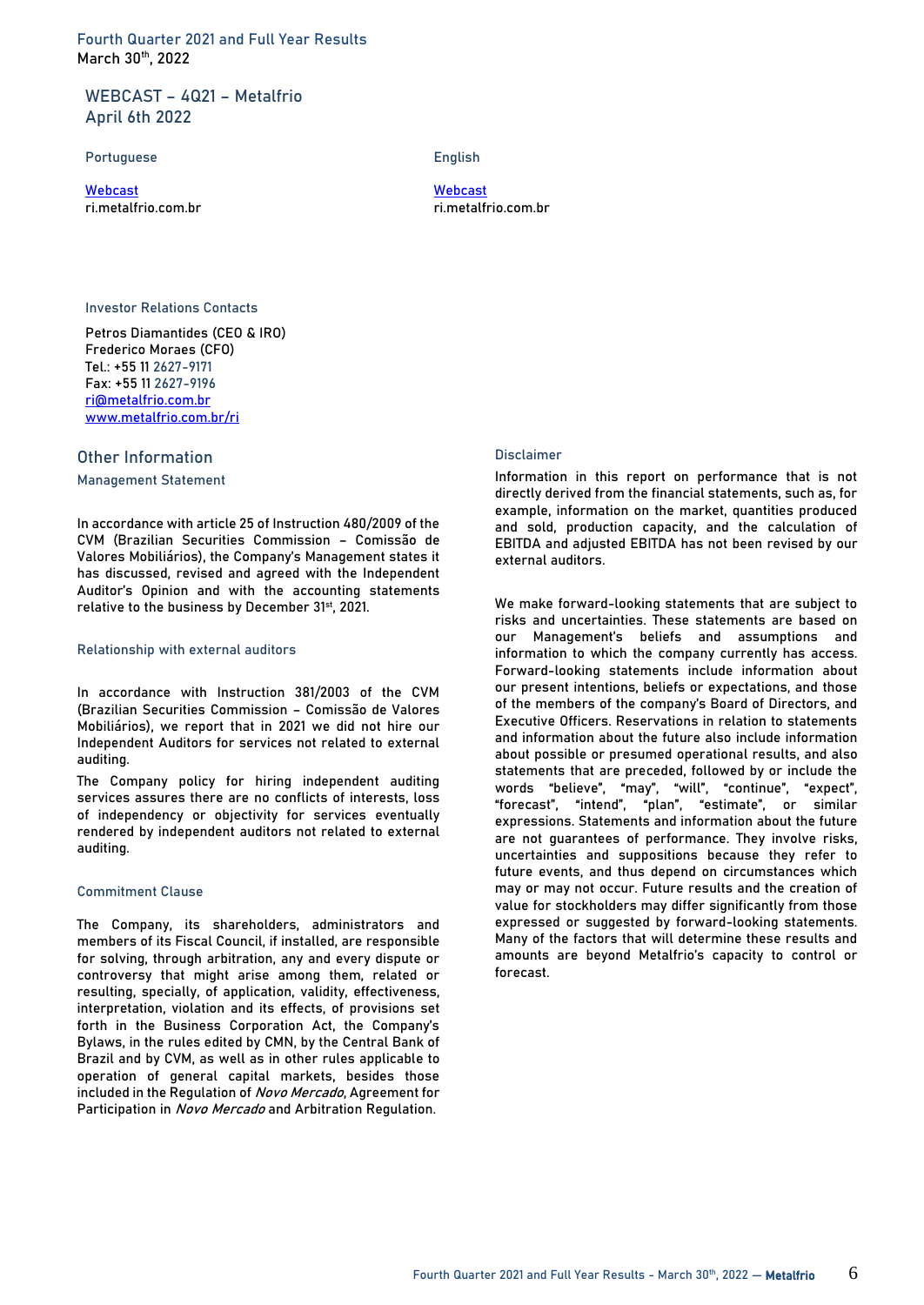## WEBCAST – 4Q21 – Metalfrio
## April 6th 2022

| Portuguese | English |
| --- | --- |
| Webcast | Webcast |
| ri.metalfrio.com.br | ri.metalfrio.com.br |

### Investor Relations Contacts

Petros Diamantides (CEO & IRO)
Frederico Moraes (CFO)
Tel.: +55 11 2627-9171
Fax: +55 11 2627-9196
ri@metalfrio.com.br
www.metalfrio.com.br/ri

## Other Information

### Management Statement

In accordance with article 25 of Instruction 480/2009 of the CVM (Brazilian Securities Commission – Comissão de Valores Mobiliários), the Company's Management states it has discussed, revised and agreed with the Independent Auditor's Opinion and with the accounting statements relative to the business by December 31st, 2021.

### Relationship with external auditors

In accordance with Instruction 381/2003 of the CVM (Brazilian Securities Commission – Comissão de Valores Mobiliários), we report that in 2021 we did not hire our Independent Auditors for services not related to external auditing.

The Company policy for hiring independent auditing services assures there are no conflicts of interests, loss of independency or objectivity for services eventually rendered by independent auditors not related to external auditing.

### Commitment Clause

The Company, its shareholders, administrators and members of its Fiscal Council, if installed, are responsible for solving, through arbitration, any and every dispute or controversy that might arise among them, related or resulting, specially, of application, validity, effectiveness, interpretation, violation and its effects, of provisions set forth in the Business Corporation Act, the Company's Bylaws, in the rules edited by CMN, by the Central Bank of Brazil and by CVM, as well as in other rules applicable to operation of general capital markets, besides those included in the Regulation of *Novo Mercado*, Agreement for Participation in *Novo Mercado* and Arbitration Regulation.

### Disclaimer

Information in this report on performance that is not directly derived from the financial statements, such as, for example, information on the market, quantities produced and sold, production capacity, and the calculation of EBITDA and adjusted EBITDA has not been revised by our external auditors.

We make forward-looking statements that are subject to risks and uncertainties. These statements are based on our Management's beliefs and assumptions and information to which the company currently has access. Forward-looking statements include information about our present intentions, beliefs or expectations, and those of the members of the company's Board of Directors, and Executive Officers. Reservations in relation to statements and information about the future also include information about possible or presumed operational results, and also statements that are preceded, followed by or include the words "believe", "may", "will", "continue", "expect", "forecast", "intend", "plan", "estimate", or similar expressions. Statements and information about the future are not guarantees of performance. They involve risks, uncertainties and suppositions because they refer to future events, and thus depend on circumstances which may or may not occur. Future results and the creation of value for stockholders may differ significantly from those expressed or suggested by forward-looking statements. Many of the factors that will determine these results and amounts are beyond Metalfrio's capacity to control or forecast.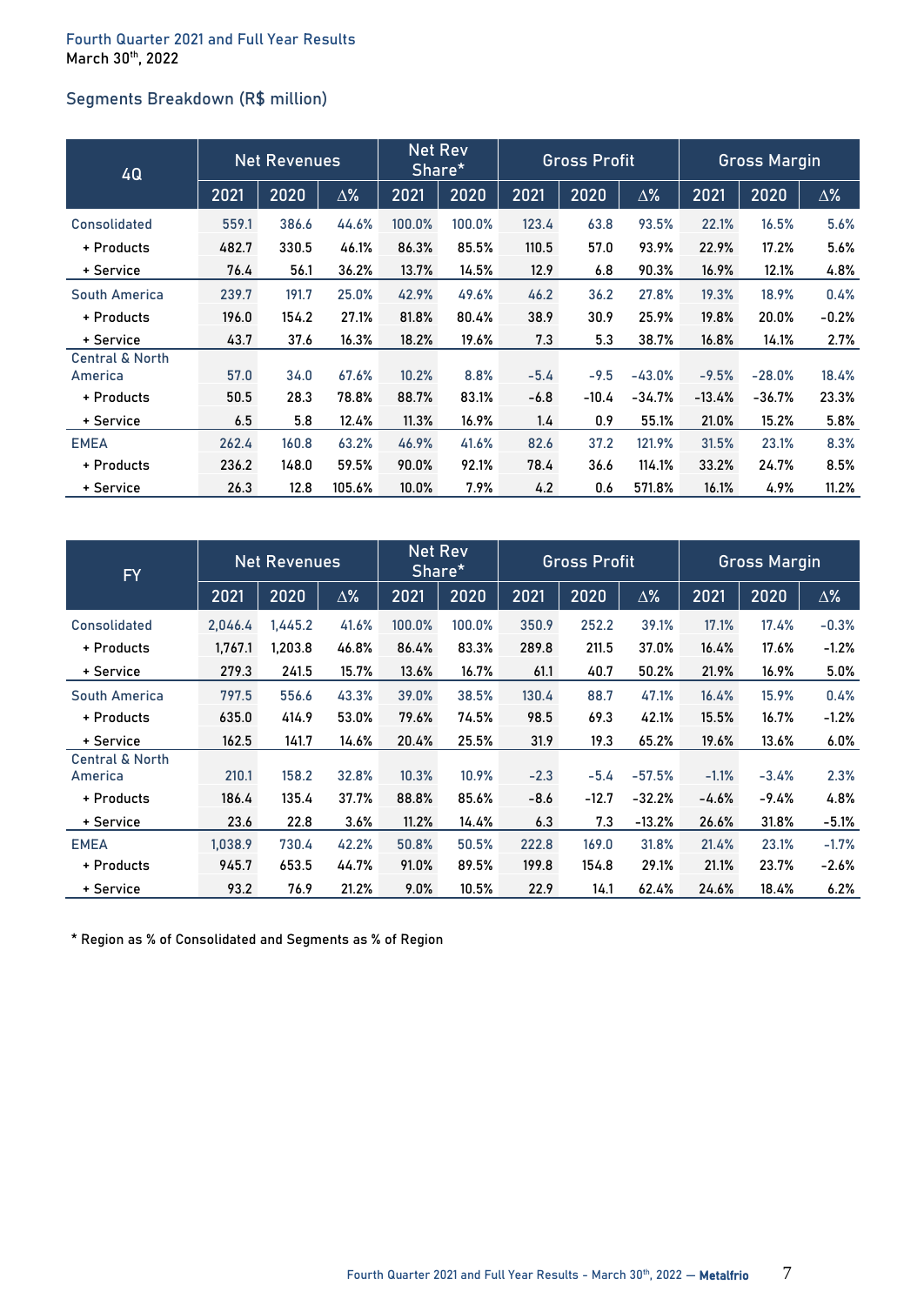## Segments Breakdown (R$ million)

| 4Q | Net Revenues | | | Net Rev Share* | | Gross Profit | | | Gross Margin | | |
|---|---|---|---|---|---|---|---|---|---|---|---|
| | 2021 | 2020 | Δ% | 2021 | 2020 | 2021 | 2020 | Δ% | 2021 | 2020 | Δ% |
| Consolidated | 559.1 | 386.6 | 44.6% | 100.0% | 100.0% | 123.4 | 63.8 | 93.5% | 22.1% | 16.5% | 5.6% |
| + Products | 482.7 | 330.5 | 46.1% | 86.3% | 85.5% | 110.5 | 57.0 | 93.9% | 22.9% | 17.2% | 5.6% |
| + Service | 76.4 | 56.1 | 36.2% | 13.7% | 14.5% | 12.9 | 6.8 | 90.3% | 16.9% | 12.1% | 4.8% |
| South America | 239.7 | 191.7 | 25.0% | 42.9% | 49.6% | 46.2 | 36.2 | 27.8% | 19.3% | 18.9% | 0.4% |
| + Products | 196.0 | 154.2 | 27.1% | 81.8% | 80.4% | 38.9 | 30.9 | 25.9% | 19.8% | 20.0% | -0.2% |
| + Service | 43.7 | 37.6 | 16.3% | 18.2% | 19.6% | 7.3 | 5.3 | 38.7% | 16.8% | 14.1% | 2.7% |
| Central & North America | 57.0 | 34.0 | 67.6% | 10.2% | 8.8% | -5.4 | -9.5 | -43.0% | -9.5% | -28.0% | 18.4% |
| + Products | 50.5 | 28.3 | 78.8% | 88.7% | 83.1% | -6.8 | -10.4 | -34.7% | -13.4% | -36.7% | 23.3% |
| + Service | 6.5 | 5.8 | 12.4% | 11.3% | 16.9% | 1.4 | 0.9 | 55.1% | 21.0% | 15.2% | 5.8% |
| EMEA | 262.4 | 160.8 | 63.2% | 46.9% | 41.6% | 82.6 | 37.2 | 121.9% | 31.5% | 23.1% | 8.3% |
| + Products | 236.2 | 148.0 | 59.5% | 90.0% | 92.1% | 78.4 | 36.6 | 114.1% | 33.2% | 24.7% | 8.5% |
| + Service | 26.3 | 12.8 | 105.6% | 10.0% | 7.9% | 4.2 | 0.6 | 571.8% | 16.1% | 4.9% | 11.2% |

| FY | Net Revenues | | | Net Rev Share* | | Gross Profit | | | Gross Margin | | |
|---|---|---|---|---|---|---|---|---|---|---|---|
| | 2021 | 2020 | Δ% | 2021 | 2020 | 2021 | 2020 | Δ% | 2021 | 2020 | Δ% |
| Consolidated | 2,046.4 | 1,445.2 | 41.6% | 100.0% | 100.0% | 350.9 | 252.2 | 39.1% | 17.1% | 17.4% | -0.3% |
| + Products | 1,767.1 | 1,203.8 | 46.8% | 86.4% | 83.3% | 289.8 | 211.5 | 37.0% | 16.4% | 17.6% | -1.2% |
| + Service | 279.3 | 241.5 | 15.7% | 13.6% | 16.7% | 61.1 | 40.7 | 50.2% | 21.9% | 16.9% | 5.0% |
| South America | 797.5 | 556.6 | 43.3% | 39.0% | 38.5% | 130.4 | 88.7 | 47.1% | 16.4% | 15.9% | 0.4% |
| + Products | 635.0 | 414.9 | 53.0% | 79.6% | 74.5% | 98.5 | 69.3 | 42.1% | 15.5% | 16.7% | -1.2% |
| + Service | 162.5 | 141.7 | 14.6% | 20.4% | 25.5% | 31.9 | 19.3 | 65.2% | 19.6% | 13.6% | 6.0% |
| Central & North America | 210.1 | 158.2 | 32.8% | 10.3% | 10.9% | -2.3 | -5.4 | -57.5% | -1.1% | -3.4% | 2.3% |
| + Products | 186.4 | 135.4 | 37.7% | 88.8% | 85.6% | -8.6 | -12.7 | -32.2% | -4.6% | -9.4% | 4.8% |
| + Service | 23.6 | 22.8 | 3.6% | 11.2% | 14.4% | 6.3 | 7.3 | -13.2% | 26.6% | 31.8% | -5.1% |
| EMEA | 1,038.9 | 730.4 | 42.2% | 50.8% | 50.5% | 222.8 | 169.0 | 31.8% | 21.4% | 23.1% | -1.7% |
| + Products | 945.7 | 653.5 | 44.7% | 91.0% | 89.5% | 199.8 | 154.8 | 29.1% | 21.1% | 23.7% | -2.6% |
| + Service | 93.2 | 76.9 | 21.2% | 9.0% | 10.5% | 22.9 | 14.1 | 62.4% | 24.6% | 18.4% | 6.2% |

* Region as % of Consolidated and Segments as % of Region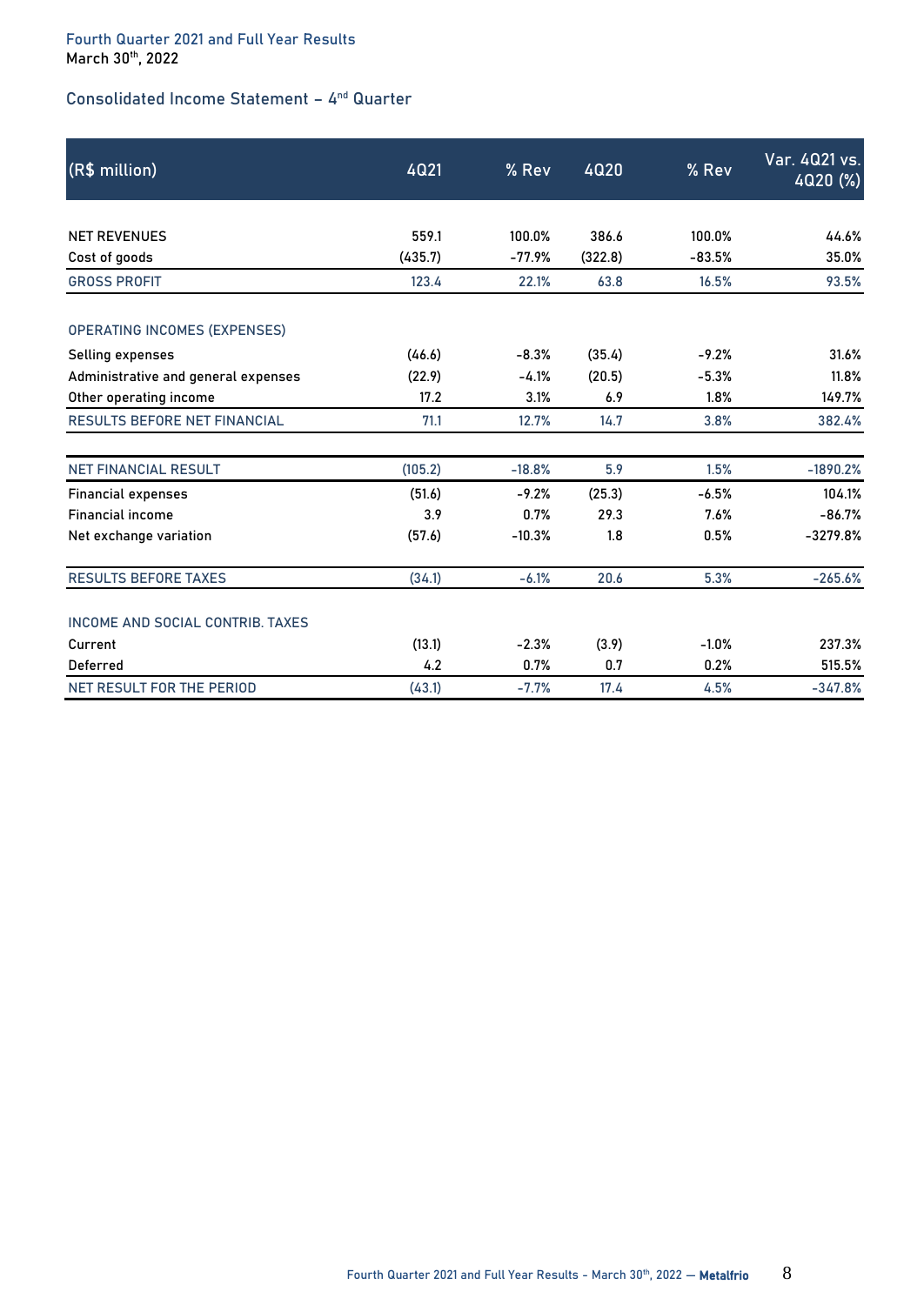## Consolidated Income Statement – 4[nd] Quarter

| (R$ million) | 4Q21 | % Rev | 4Q20 | % Rev | Var. 4Q21 vs. 4Q20 (%) |
|---|---|---|---|---|---|
| NET REVENUES | 559.1 | 100.0% | 386.6 | 100.0% | 44.6% |
| Cost of goods | (435.7) | -77.9% | (322.8) | -83.5% | 35.0% |
| GROSS PROFIT | 123.4 | 22.1% | 63.8 | 16.5% | 93.5% |
| OPERATING INCOMES (EXPENSES) | | | | | |
| Selling expenses | (46.6) | -8.3% | (35.4) | -9.2% | 31.6% |
| Administrative and general expenses | (22.9) | -4.1% | (20.5) | -5.3% | 11.8% |
| Other operating income | 17.2 | 3.1% | 6.9 | 1.8% | 149.7% |
| RESULTS BEFORE NET FINANCIAL | 71.1 | 12.7% | 14.7 | 3.8% | 382.4% |
| NET FINANCIAL RESULT | (105.2) | -18.8% | 5.9 | 1.5% | -1890.2% |
| Financial expenses | (51.6) | -9.2% | (25.3) | -6.5% | 104.1% |
| Financial income | 3.9 | 0.7% | 29.3 | 7.6% | -86.7% |
| Net exchange variation | (57.6) | -10.3% | 1.8 | 0.5% | -3279.8% |
| RESULTS BEFORE TAXES | (34.1) | -6.1% | 20.6 | 5.3% | -265.6% |
| INCOME AND SOCIAL CONTRIB. TAXES | | | | | |
| Current | (13.1) | -2.3% | (3.9) | -1.0% | 237.3% |
| Deferred | 4.2 | 0.7% | 0.7 | 0.2% | 515.5% |
| NET RESULT FOR THE PERIOD | (43.1) | -7.7% | 17.4 | 4.5% | -347.8% |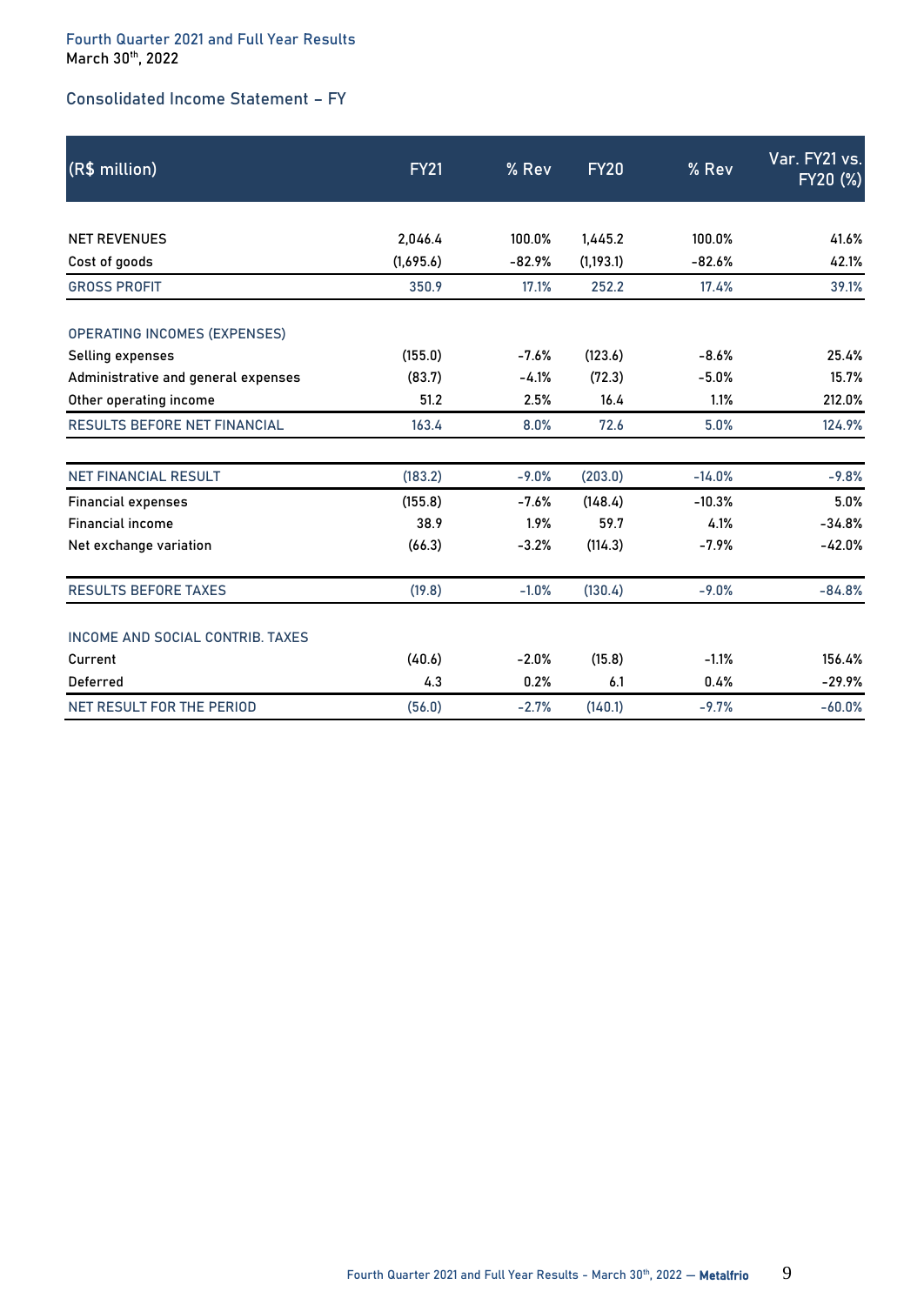## Consolidated Income Statement – FY

| (R$ million) | FY21 | % Rev | FY20 | % Rev | Var. FY21 vs. FY20 (%) |
|---|---|---|---|---|---|
| NET REVENUES | 2,046.4 | 100.0% | 1,445.2 | 100.0% | 41.6% |
| Cost of goods | (1,695.6) | -82.9% | (1,193.1) | -82.6% | 42.1% |
| GROSS PROFIT | 350.9 | 17.1% | 252.2 | 17.4% | 39.1% |
| OPERATING INCOMES (EXPENSES) | | | | | |
| Selling expenses | (155.0) | -7.6% | (123.6) | -8.6% | 25.4% |
| Administrative and general expenses | (83.7) | -4.1% | (72.3) | -5.0% | 15.7% |
| Other operating income | 51.2 | 2.5% | 16.4 | 1.1% | 212.0% |
| RESULTS BEFORE NET FINANCIAL | 163.4 | 8.0% | 72.6 | 5.0% | 124.9% |
| NET FINANCIAL RESULT | (183.2) | -9.0% | (203.0) | -14.0% | -9.8% |
| Financial expenses | (155.8) | -7.6% | (148.4) | -10.3% | 5.0% |
| Financial income | 38.9 | 1.9% | 59.7 | 4.1% | -34.8% |
| Net exchange variation | (66.3) | -3.2% | (114.3) | -7.9% | -42.0% |
| RESULTS BEFORE TAXES | (19.8) | -1.0% | (130.4) | -9.0% | -84.8% |
| INCOME AND SOCIAL CONTRIB. TAXES | | | | | |
| Current | (40.6) | -2.0% | (15.8) | -1.1% | 156.4% |
| Deferred | 4.3 | 0.2% | 6.1 | 0.4% | -29.9% |
| NET RESULT FOR THE PERIOD | (56.0) | -2.7% | (140.1) | -9.7% | -60.0% |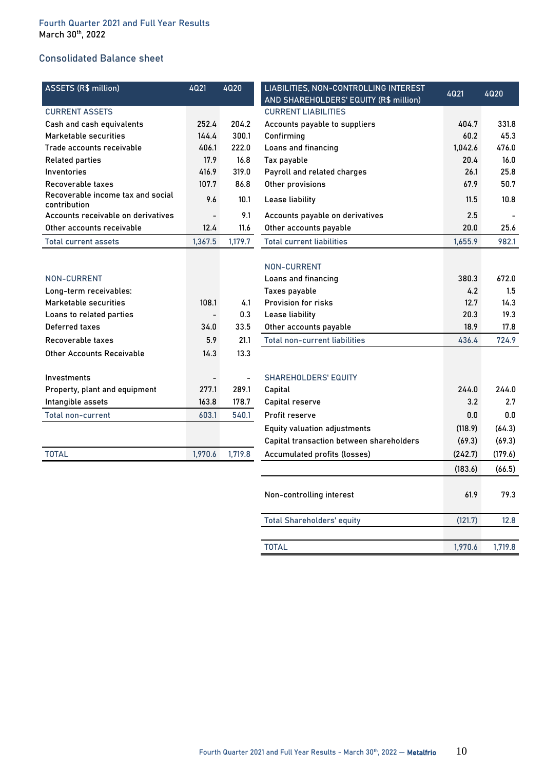Fourth Quarter 2021 and Full Year Results
March 30th, 2022

## Consolidated Balance sheet

| ASSETS (R$ million) | 4Q21 | 4Q20 |
|---|---|---|
| **CURRENT ASSETS** | | |
| Cash and cash equivalents | 252.4 | 204.2 |
| Marketable securities | 144.4 | 300.1 |
| Trade accounts receivable | 406.1 | 222.0 |
| Related parties | 17.9 | 16.8 |
| Inventories | 416.9 | 319.0 |
| Recoverable taxes | 107.7 | 86.8 |
| Recoverable income tax and social contribution | 9.6 | 10.1 |
| Accounts receivable on derivatives | - | 9.1 |
| Other accounts receivable | 12.4 | 11.6 |
| Total current assets | 1,367.5 | 1,179.7 |
| **NON-CURRENT** | | |
| Long-term receivables: | | |
| Marketable securities | 108.1 | 4.1 |
| Loans to related parties | - | 0.3 |
| Deferred taxes | 34.0 | 33.5 |
| Recoverable taxes | 5.9 | 21.1 |
| Other Accounts Receivable | 14.3 | 13.3 |
| Investments | - | - |
| Property, plant and equipment | 277.1 | 289.1 |
| Intangible assets | 163.8 | 178.7 |
| Total non-current | 603.1 | 540.1 |
| TOTAL | 1,970.6 | 1,719.8 |

| LIABILITIES, NON-CONTROLLING INTEREST AND SHAREHOLDERS' EQUITY (R$ million) | 4Q21 | 4Q20 |
|---|---|---|
| **CURRENT LIABILITIES** | | |
| Accounts payable to suppliers | 404.7 | 331.8 |
| Confirming | 60.2 | 45.3 |
| Loans and financing | 1,042.6 | 476.0 |
| Tax payable | 20.4 | 16.0 |
| Payroll and related charges | 26.1 | 25.8 |
| Other provisions | 67.9 | 50.7 |
| Lease liability | 11.5 | 10.8 |
| Accounts payable on derivatives | 2.5 | - |
| Other accounts payable | 20.0 | 25.6 |
| Total current liabilities | 1,655.9 | 982.1 |
| **NON-CURRENT** | | |
| Loans and financing | 380.3 | 672.0 |
| Taxes payable | 4.2 | 1.5 |
| Provision for risks | 12.7 | 14.3 |
| Lease liability | 20.3 | 19.3 |
| Other accounts payable | 18.9 | 17.8 |
| Total non-current liabilities | 436.4 | 724.9 |
| **SHAREHOLDERS' EQUITY** | | |
| Capital | 244.0 | 244.0 |
| Capital reserve | 3.2 | 2.7 |
| Profit reserve | 0.0 | 0.0 |
| Equity valuation adjustments | (118.9) | (64.3) |
| Capital transaction between shareholders | (69.3) | (69.3) |
| Accumulated profits (losses) | (242.7) | (179.6) |
| | (183.6) | (66.5) |
| Non-controlling interest | 61.9 | 79.3 |
| Total Shareholders' equity | (121.7) | 12.8 |
| TOTAL | 1,970.6 | 1,719.8 |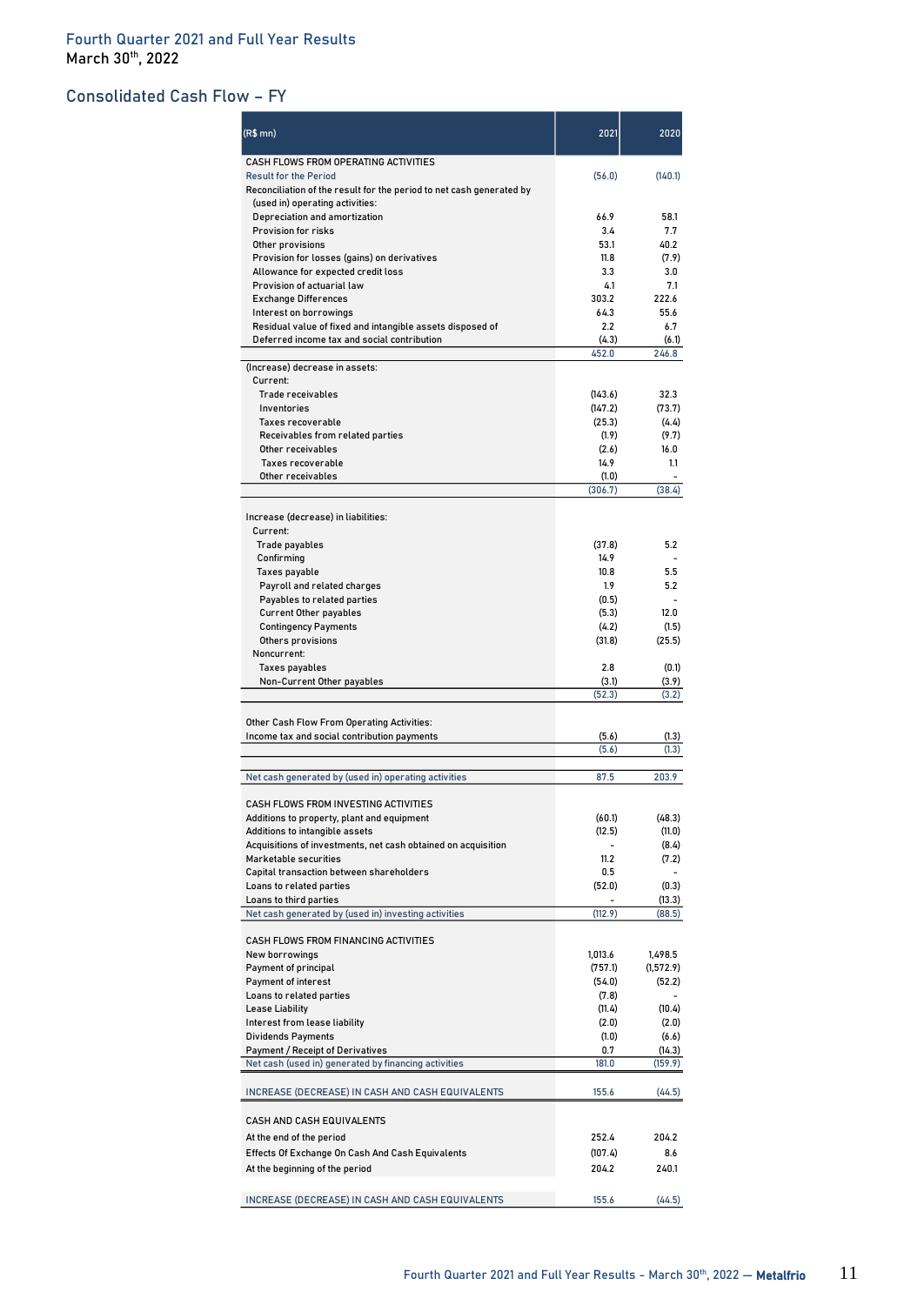# Fourth Quarter 2021 and Full Year Results
March 30th, 2022

## Consolidated Cash Flow – FY

| (R$ mn) | 2021 | 2020 |
|---|---|---|
| CASH FLOWS FROM OPERATING ACTIVITIES | | |
| Result for the Period | (56.0) | (140.1) |
| Reconciliation of the result for the period to net cash generated by (used in) operating activities: | | |
| Depreciation and amortization | 66.9 | 58.1 |
| Provision for risks | 3.4 | 7.7 |
| Other provisions | 53.1 | 40.2 |
| Provision for losses (gains) on derivatives | 11.8 | (7.9) |
| Allowance for expected credit loss | 3.3 | 3.0 |
| Provision of actuarial law | 4.1 | 7.1 |
| Exchange Differences | 303.2 | 222.6 |
| Interest on borrowings | 64.3 | 55.6 |
| Residual value of fixed and intangible assets disposed of | 2.2 | 6.7 |
| Deferred income tax and social contribution | (4.3) | (6.1) |
| | 452.0 | 246.8 |
| (Increase) decrease in assets: | | |
| Current: | | |
| Trade receivables | (143.6) | 32.3 |
| Inventories | (147.2) | (73.7) |
| Taxes recoverable | (25.3) | (4.4) |
| Receivables from related parties | (1.9) | (9.7) |
| Other receivables | (2.6) | 16.0 |
| Taxes recoverable | 14.9 | 1.1 |
| Other receivables | (1.0) | - |
| | (306.7) | (38.4) |
| Increase (decrease) in liabilities: | | |
| Current: | | |
| Trade payables | (37.8) | 5.2 |
| Confirming | 14.9 | - |
| Taxes payable | 10.8 | 5.5 |
| Payroll and related charges | 1.9 | 5.2 |
| Payables to related parties | (0.5) | - |
| Current Other payables | (5.3) | 12.0 |
| Contingency Payments | (4.2) | (1.5) |
| Others provisions | (31.8) | (25.5) |
| Noncurrent: | | |
| Taxes payables | 2.8 | (0.1) |
| Non-Current Other payables | (3.1) | (3.9) |
| | (52.3) | (3.2) |
| Other Cash Flow From Operating Activities: | | |
| Income tax and social contribution payments | (5.6) | (1.3) |
| | (5.6) | (1.3) |
| Net cash generated by (used in) operating activities | 87.5 | 203.9 |
| CASH FLOWS FROM INVESTING ACTIVITIES | | |
| Additions to property, plant and equipment | (60.1) | (48.3) |
| Additions to intangible assets | (12.5) | (11.0) |
| Acquisitions of investments, net cash obtained on acquisition | - | (8.4) |
| Marketable securities | 11.2 | (7.2) |
| Capital transaction between shareholders | 0.5 | - |
| Loans to related parties | (52.0) | (0.3) |
| Loans to third parties | - | (13.3) |
| Net cash generated by (used in) investing activities | (112.9) | (88.5) |
| CASH FLOWS FROM FINANCING ACTIVITIES | | |
| New borrowings | 1,013.6 | 1,498.5 |
| Payment of principal | (757.1) | (1,572.9) |
| Payment of interest | (54.0) | (52.2) |
| Loans to related parties | (7.8) | - |
| Lease Liability | (11.4) | (10.4) |
| Interest from lease liability | (2.0) | (2.0) |
| Dividends Payments | (1.0) | (6.6) |
| Payment / Receipt of Derivatives | 0.7 | (14.3) |
| Net cash (used in) generated by financing activities | 181.0 | (159.9) |
| INCREASE (DECREASE) IN CASH AND CASH EQUIVALENTS | 155.6 | (44.5) |
| CASH AND CASH EQUIVALENTS | | |
| At the end of the period | 252.4 | 204.2 |
| Effects Of Exchange On Cash And Cash Equivalents | (107.4) | 8.6 |
| At the beginning of the period | 204.2 | 240.1 |
| INCREASE (DECREASE) IN CASH AND CASH EQUIVALENTS | 155.6 | (44.5) |